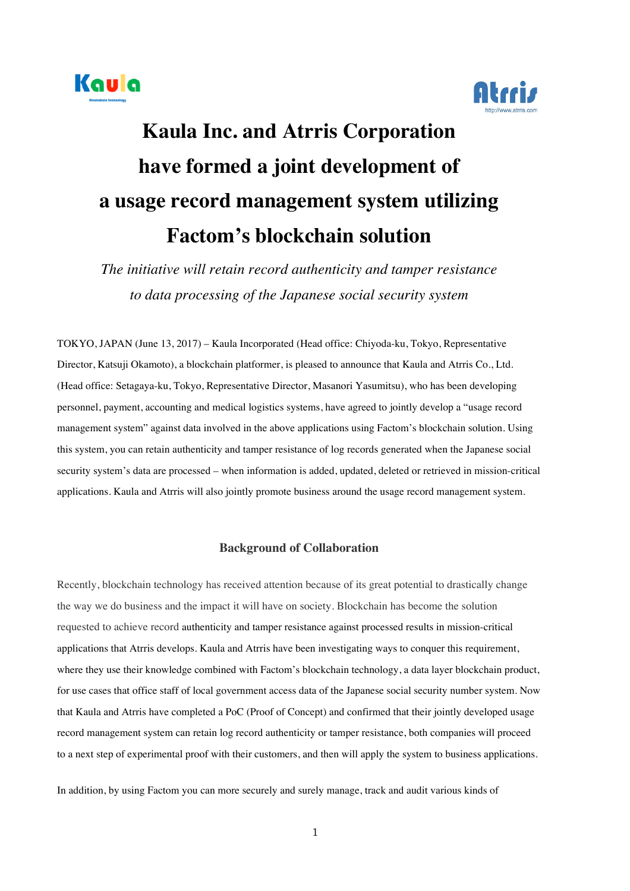# Kaula Inc. and Atrris Corporation have formed a joint development of a usage record management system utilizing Factom's blockchain solution

*The initiative will retain record authenticity and tamper resistance to data processing of the Japanese social security system*

TOKYO, JAPAN (June 13, 2017) – Kaula Incorporated (Head office: Chiyoda-ku, Tokyo, Representative Director, Katsuji Okamoto), a blockchain platformer, is pleased to announce that Kaula and Atrris Co., Ltd. (Head office: Setagaya-ku, Tokyo, Representative Director, Masanori Yasumitsu), who has been developing personnel, payment, accounting and medical logistics systems, have agreed to jointly develop a "usage record management system" against data involved in the above applications using Factom's blockchain solution. Using this system, you can retain authenticity and tamper resistance of log records generated when the Japanese social security system's data are processed – when information is added, updated, deleted or retrieved in mission-critical applications. Kaula and Atrris will also jointly promote business around the usage record management system.

## Background of Collaboration

Recently, blockchain technology has received attention because of its great potential to drastically change the way we do business and the impact it will have on society. Blockchain has become the solution requested to achieve record authenticity and tamper resistance against processed results in mission-critical applications that Atrris develops. Kaula and Atrris have been investigating ways to conquer this requirement, where they use their knowledge combined with Factom's blockchain technology, a data layer blockchain product, for use cases that office staff of local government access data of the Japanese social security number system. Now that Kaula and Atrris have completed a PoC (Proof of Concept) and confirmed that their jointly developed usage record management system can retain log record authenticity or tamper resistance, both companies will proceed to a next step of experimental proof with their customers, and then will apply the system to business applications.

In addition, by using Factom you can more securely and surely manage, track and audit various kinds of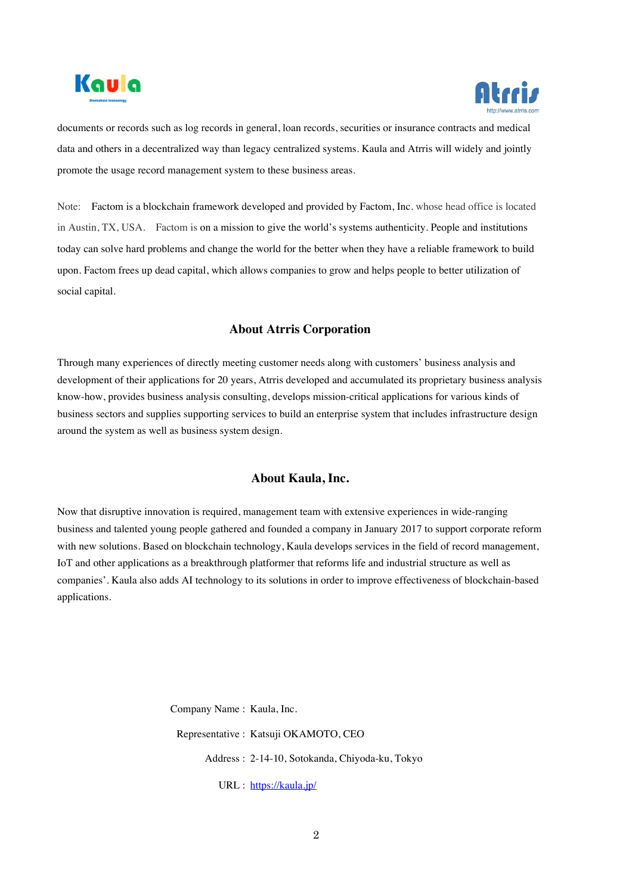documents or records such as log records in general, loan records, securities or insurance contracts and medical data and others in a decentralized way than legacy centralized systems. Kaula and Atrris will widely and jointly promote the usage record management system to these business areas.

Note: Factom is a blockchain framework developed and provided by Factom, Inc. whose head office is located in Austin, TX, USA. Factom is on a mission to give the world's systems authenticity. People and institutions today can solve hard problems and change the world for the better when they have a reliable framework to build upon. Factom frees up dead capital, which allows companies to grow and helps people to better utilization of social capital.

## About Atrris Corporation

Through many experiences of directly meeting customer needs along with customers' business analysis and development of their applications for 20 years, Atrris developed and accumulated its proprietary business analysis know-how, provides business analysis consulting, develops mission-critical applications for various kinds of business sectors and supplies supporting services to build an enterprise system that includes infrastructure design around the system as well as business system design.

## About Kaula, Inc.

Now that disruptive innovation is required, management team with extensive experiences in wide-ranging business and talented young people gathered and founded a company in January 2017 to support corporate reform with new solutions. Based on blockchain technology, Kaula develops services in the field of record management, IoT and other applications as a breakthrough platformer that reforms life and industrial structure as well as companies'. Kaula also adds AI technology to its solutions in order to improve effectiveness of blockchain-based applications.

Company Name : Kaula, Inc.

Representative : Katsuji OKAMOTO, CEO

Address : 2-14-10, Sotokanda, Chiyoda-ku, Tokyo

URL : https://kaula.jp/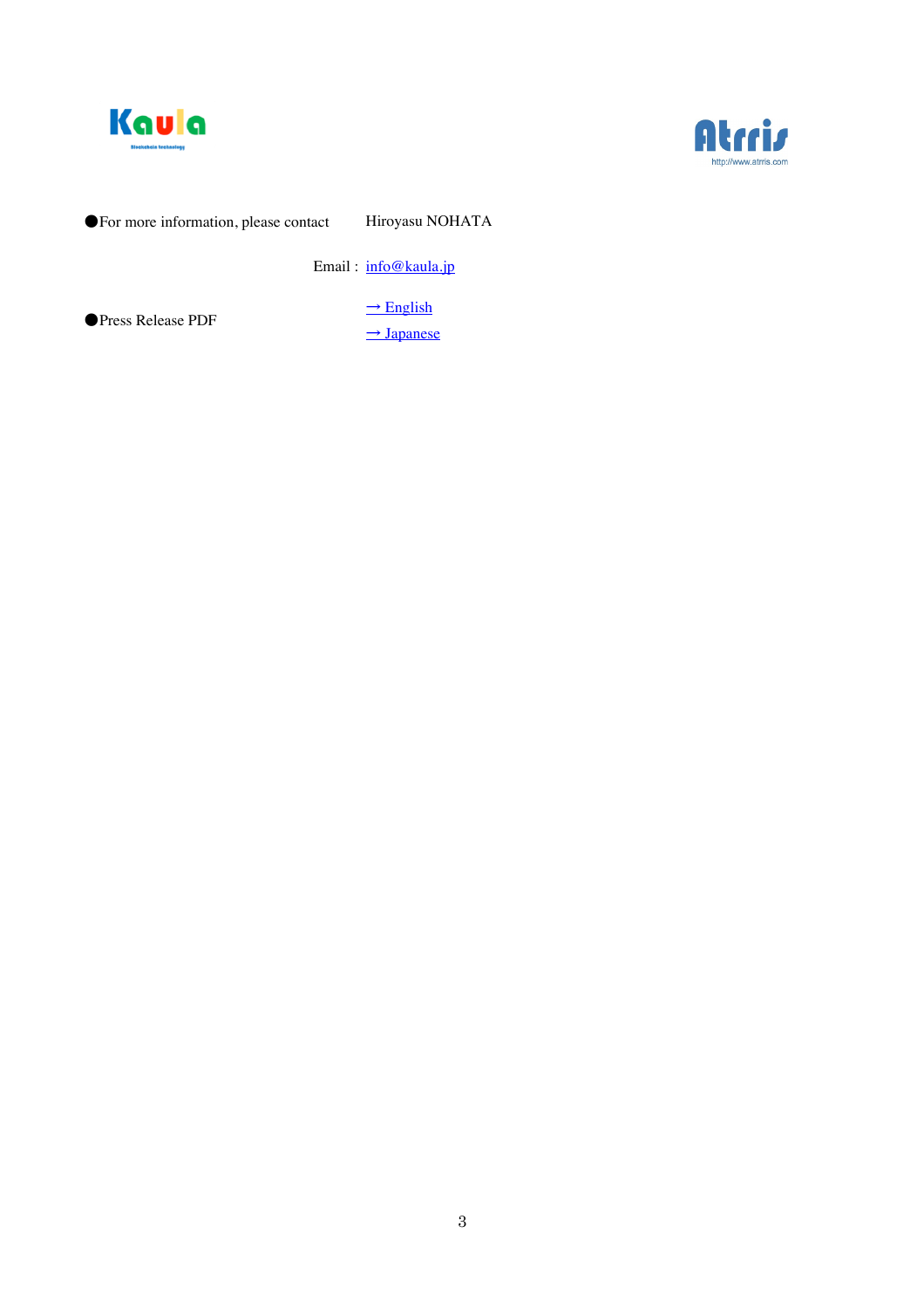Kaula

Blockchain technology

Atrris

http://www.atrris.com

●For more information, please contact Hiroyasu NOHATA

Email : info@kaula.jp

●Press Release PDF

→ English

→ Japanese